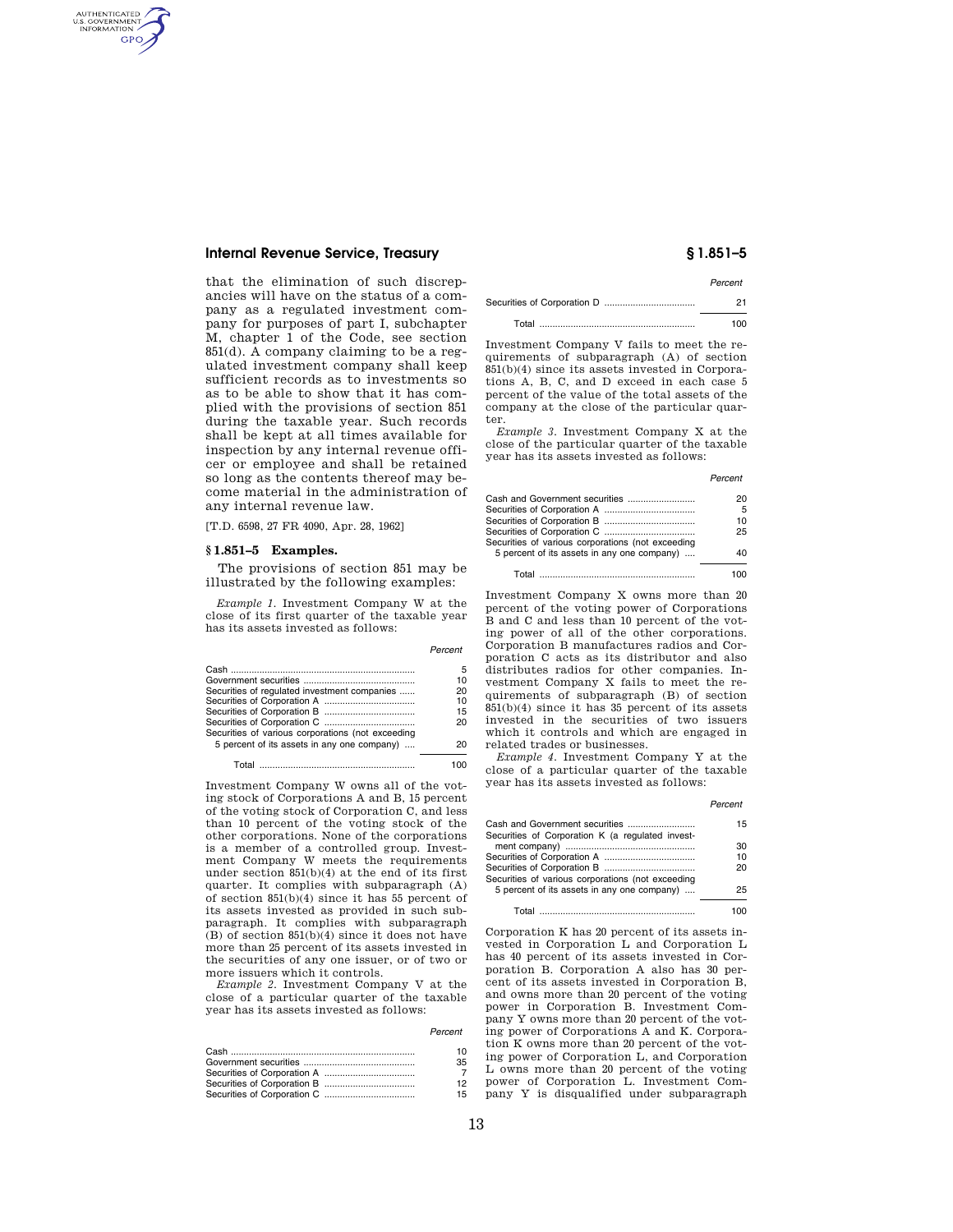that the elimination of such discrepancies will have on the status of a company as a regulated investment company for purposes of part I, subchapter M, chapter 1 of the Code, see section 851(d). A company claiming to be a regulated investment company shall keep sufficient records as to investments so as to be able to show that it has complied with the provisions of section 851 during the taxable year. Such records shall be kept at all times available for inspection by any internal revenue officer or employee and shall be retained so long as the contents thereof may become material in the administration of any internal revenue law.

[T.D. 6598, 27 FR 4090, Apr. 28, 1962]

## § 1.851–5 Examples.

The provisions of section 851 may be illustrated by the following examples:

*Example 1.* Investment Company W at the close of its first quarter of the taxable year has its assets invested as follows:

| | Percent |
|---|---|
| Cash | 5 |
| Government securities | 10 |
| Securities of regulated investment companies | 20 |
| Securities of Corporation A | 10 |
| Securities of Corporation B | 15 |
| Securities of Corporation C | 20 |
| Securities of various corporations (not exceeding 5 percent of its assets in any one company) | 20 |
| Total | 100 |

Investment Company W owns all of the voting stock of Corporations A and B, 15 percent of the voting stock of Corporation C, and less than 10 percent of the voting stock of the other corporations. None of the corporations is a member of a controlled group. Investment Company W meets the requirements under section 851(b)(4) at the end of its first quarter. It complies with subparagraph (A) of section 851(b)(4) since it has 55 percent of its assets invested as provided in such subparagraph. It complies with subparagraph (B) of section 851(b)(4) since it does not have more than 25 percent of its assets invested in the securities of any one issuer, or of two or more issuers which it controls.

*Example 2.* Investment Company V at the close of a particular quarter of the taxable year has its assets invested as follows:

| | Percent |
|---|---|
| Cash | 10 |
| Government securities | 35 |
| Securities of Corporation A | 7 |
| Securities of Corporation B | 12 |
| Securities of Corporation C | 15 |
| Securities of Corporation D | 21 |
| Total | 100 |

Investment Company V fails to meet the requirements of subparagraph (A) of section 851(b)(4) since its assets invested in Corporations A, B, C, and D exceed in each case 5 percent of the value of the total assets of the company at the close of the particular quarter.

*Example 3.* Investment Company X at the close of the particular quarter of the taxable year has its assets invested as follows:

| | Percent |
|---|---|
| Cash and Government securities | 20 |
| Securities of Corporation A | 5 |
| Securities of Corporation B | 10 |
| Securities of Corporation C | 25 |
| Securities of various corporations (not exceeding 5 percent of its assets in any one company) | 40 |
| Total | 100 |

Investment Company X owns more than 20 percent of the voting power of Corporations B and C and less than 10 percent of the voting power of all of the other corporations. Corporation B manufactures radios and Corporation C acts as its distributor and also distributes radios for other companies. Investment Company X fails to meet the requirements of subparagraph (B) of section 851(b)(4) since it has 35 percent of its assets invested in the securities of two issuers which it controls and which are engaged in related trades or businesses.

*Example 4.* Investment Company Y at the close of a particular quarter of the taxable year has its assets invested as follows:

| | Percent |
|---|---|
| Cash and Government securities | 15 |
| Securities of Corporation K (a regulated investment company) | 30 |
| Securities of Corporation A | 10 |
| Securities of Corporation B | 20 |
| Securities of various corporations (not exceeding 5 percent of its assets in any one company) | 25 |
| Total | 100 |

Corporation K has 20 percent of its assets invested in Corporation L and Corporation L has 40 percent of its assets invested in Corporation B. Corporation A also has 30 percent of its assets invested in Corporation B, and owns more than 20 percent of the voting power in Corporation B. Investment Company Y owns more than 20 percent of the voting power of Corporations A and K. Corporation K owns more than 20 percent of the voting power of Corporation L, and Corporation L owns more than 20 percent of the voting power of Corporation L. Investment Company Y is disqualified under subparagraph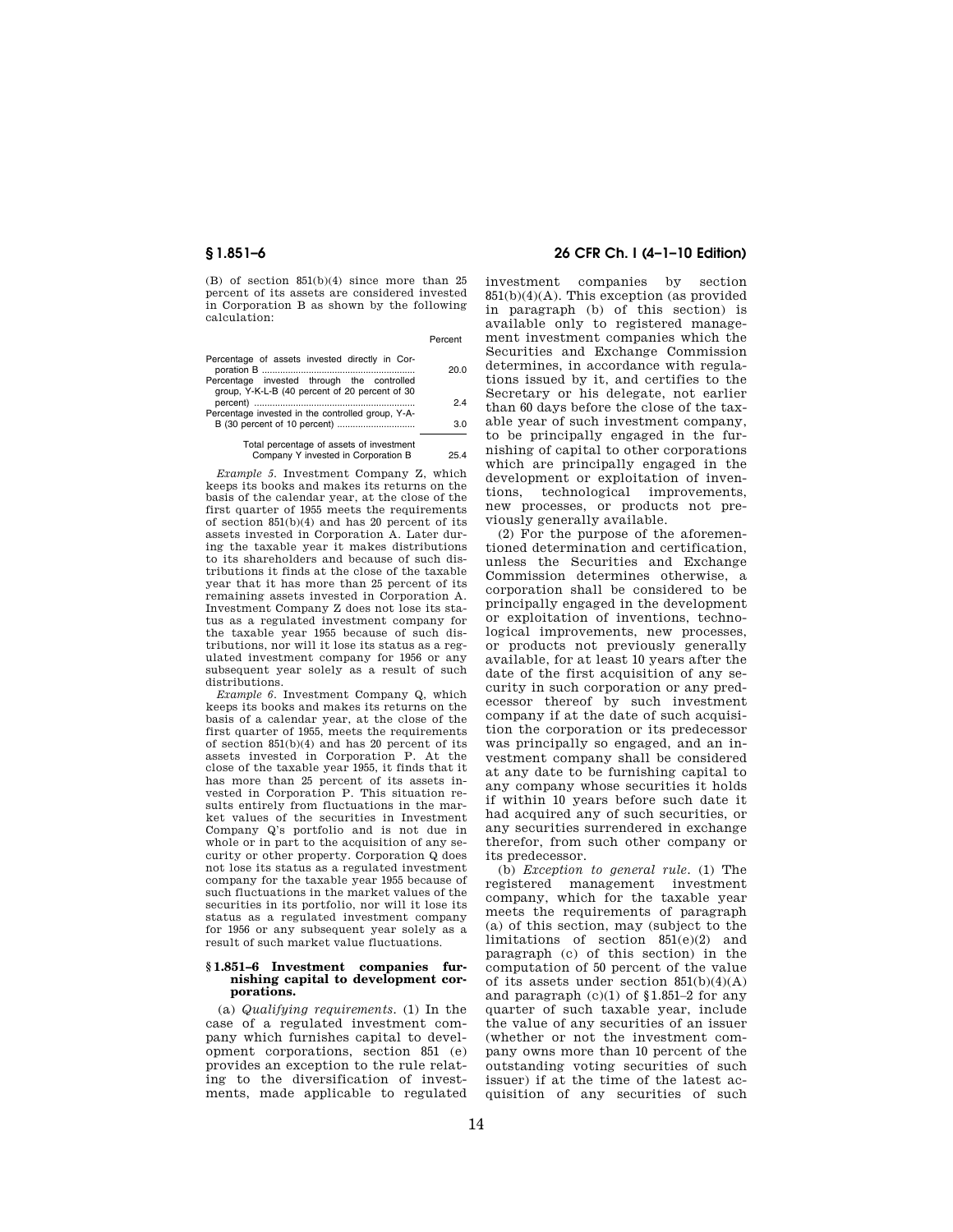(B) of section 851(b)(4) since more than 25 percent of its assets are considered invested in Corporation B as shown by the following calculation:

| | Percent |
|---|---|
| Percentage of assets invested directly in Corporation B | 20.0 |
| Percentage invested through the controlled group, Y-K-L-B (40 percent of 20 percent of 30 percent) | 2.4 |
| Percentage invested in the controlled group, Y-A-B (30 percent of 10 percent) | 3.0 |
| Total percentage of assets of investment Company Y invested in Corporation B | 25.4 |

*Example 5.* Investment Company Z, which keeps its books and makes its returns on the basis of the calendar year, at the close of the first quarter of 1955 meets the requirements of section 851(b)(4) and has 20 percent of its assets invested in Corporation A. Later during the taxable year it makes distributions to its shareholders and because of such distributions it finds at the close of the taxable year that it has more than 25 percent of its remaining assets invested in Corporation A. Investment Company Z does not lose its status as a regulated investment company for the taxable year 1955 because of such distributions, nor will it lose its status as a regulated investment company for 1956 or any subsequent year solely as a result of such distributions.

*Example 6.* Investment Company Q, which keeps its books and makes its returns on the basis of a calendar year, at the close of the first quarter of 1955, meets the requirements of section 851(b)(4) and has 20 percent of its assets invested in Corporation P. At the close of the taxable year 1955, it finds that it has more than 25 percent of its assets invested in Corporation P. This situation results entirely from fluctuations in the market values of the securities in Investment Company Q's portfolio and is not due in whole or in part to the acquisition of any security or other property. Corporation Q does not lose its status as a regulated investment company for the taxable year 1955 because of such fluctuations in the market values of the securities in its portfolio, nor will it lose its status as a regulated investment company for 1956 or any subsequent year solely as a result of such market value fluctuations.

## § 1.851–6 Investment companies furnishing capital to development corporations.

(a) *Qualifying requirements.* (1) In the case of a regulated investment company which furnishes capital to development corporations, section 851 (e) provides an exception to the rule relating to the diversification of investments, made applicable to regulated investment companies by section 851(b)(4)(A). This exception (as provided in paragraph (b) of this section) is available only to registered management investment companies which the Securities and Exchange Commission determines, in accordance with regulations issued by it, and certifies to the Secretary or his delegate, not earlier than 60 days before the close of the taxable year of such investment company, to be principally engaged in the furnishing of capital to other corporations which are principally engaged in the development or exploitation of inventions, technological improvements, new processes, or products not previously generally available.

(2) For the purpose of the aforementioned determination and certification, unless the Securities and Exchange Commission determines otherwise, a corporation shall be considered to be principally engaged in the development or exploitation of inventions, technological improvements, new processes, or products not previously generally available, for at least 10 years after the date of the first acquisition of any security in such corporation or any predecessor thereof by such investment company if at the date of such acquisition the corporation or its predecessor was principally so engaged, and an investment company shall be considered at any date to be furnishing capital to any company whose securities it holds if within 10 years before such date it had acquired any of such securities, or any securities surrendered in exchange therefor, from such other company or its predecessor.

(b) *Exception to general rule.* (1) The registered management investment company, which for the taxable year meets the requirements of paragraph (a) of this section, may (subject to the limitations of section 851(e)(2) and paragraph (c) of this section) in the computation of 50 percent of the value of its assets under section 851(b)(4)(A) and paragraph (c)(1) of §1.851–2 for any quarter of such taxable year, include the value of any securities of an issuer (whether or not the investment company owns more than 10 percent of the outstanding voting securities of such issuer) if at the time of the latest acquisition of any securities of such